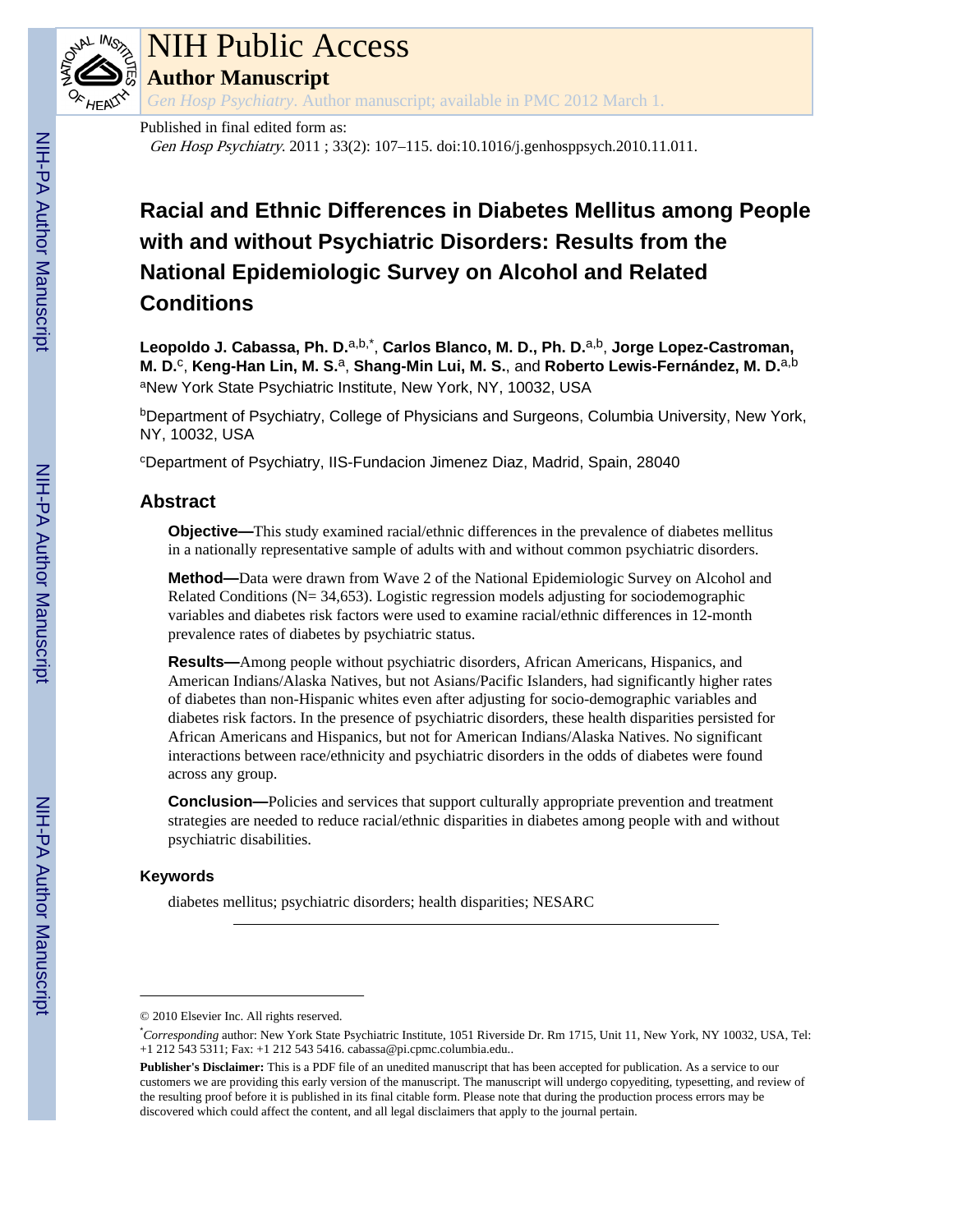# NIH Public Access

## Author Manuscript

*Gen Hosp Psychiatry*. Author manuscript; available in PMC 2012 March 1.

Published in final edited form as:

*Gen Hosp Psychiatry*. 2011 ; 33(2): 107–115. doi:10.1016/j.genhosppsych.2010.11.011.

# Racial and Ethnic Differences in Diabetes Mellitus among People with and without Psychiatric Disorders: Results from the National Epidemiologic Survey on Alcohol and Related Conditions

**Leopoldo J. Cabassa, Ph. D.**[a,b,*], **Carlos Blanco, M. D., Ph. D.**[a,b], **Jorge Lopez-Castroman, M. D.**[c], **Keng-Han Lin, M. S.**[a], **Shang-Min Lui, M. S.**, and **Roberto Lewis-Fernández, M. D.**[a,b]

[a]New York State Psychiatric Institute, New York, NY, 10032, USA

[b]Department of Psychiatry, College of Physicians and Surgeons, Columbia University, New York, NY, 10032, USA

[c]Department of Psychiatry, IIS-Fundacion Jimenez Diaz, Madrid, Spain, 28040

## Abstract

**Objective—**This study examined racial/ethnic differences in the prevalence of diabetes mellitus in a nationally representative sample of adults with and without common psychiatric disorders.

**Method—**Data were drawn from Wave 2 of the National Epidemiologic Survey on Alcohol and Related Conditions (N= 34,653). Logistic regression models adjusting for sociodemographic variables and diabetes risk factors were used to examine racial/ethnic differences in 12-month prevalence rates of diabetes by psychiatric status.

**Results—**Among people without psychiatric disorders, African Americans, Hispanics, and American Indians/Alaska Natives, but not Asians/Pacific Islanders, had significantly higher rates of diabetes than non-Hispanic whites even after adjusting for socio-demographic variables and diabetes risk factors. In the presence of psychiatric disorders, these health disparities persisted for African Americans and Hispanics, but not for American Indians/Alaska Natives. No significant interactions between race/ethnicity and psychiatric disorders in the odds of diabetes were found across any group.

**Conclusion—**Policies and services that support culturally appropriate prevention and treatment strategies are needed to reduce racial/ethnic disparities in diabetes among people with and without psychiatric disabilities.

### Keywords

diabetes mellitus; psychiatric disorders; health disparities; NESARC

---

© 2010 Elsevier Inc. All rights reserved.

*Corresponding author: New York State Psychiatric Institute, 1051 Riverside Dr. Rm 1715, Unit 11, New York, NY 10032, USA, Tel: +1 212 543 5311; Fax: +1 212 543 5416. cabassa@pi.cpmc.columbia.edu..

**Publisher's Disclaimer:** This is a PDF file of an unedited manuscript that has been accepted for publication. As a service to our customers we are providing this early version of the manuscript. The manuscript will undergo copyediting, typesetting, and review of the resulting proof before it is published in its final citable form. Please note that during the production process errors may be discovered which could affect the content, and all legal disclaimers that apply to the journal pertain.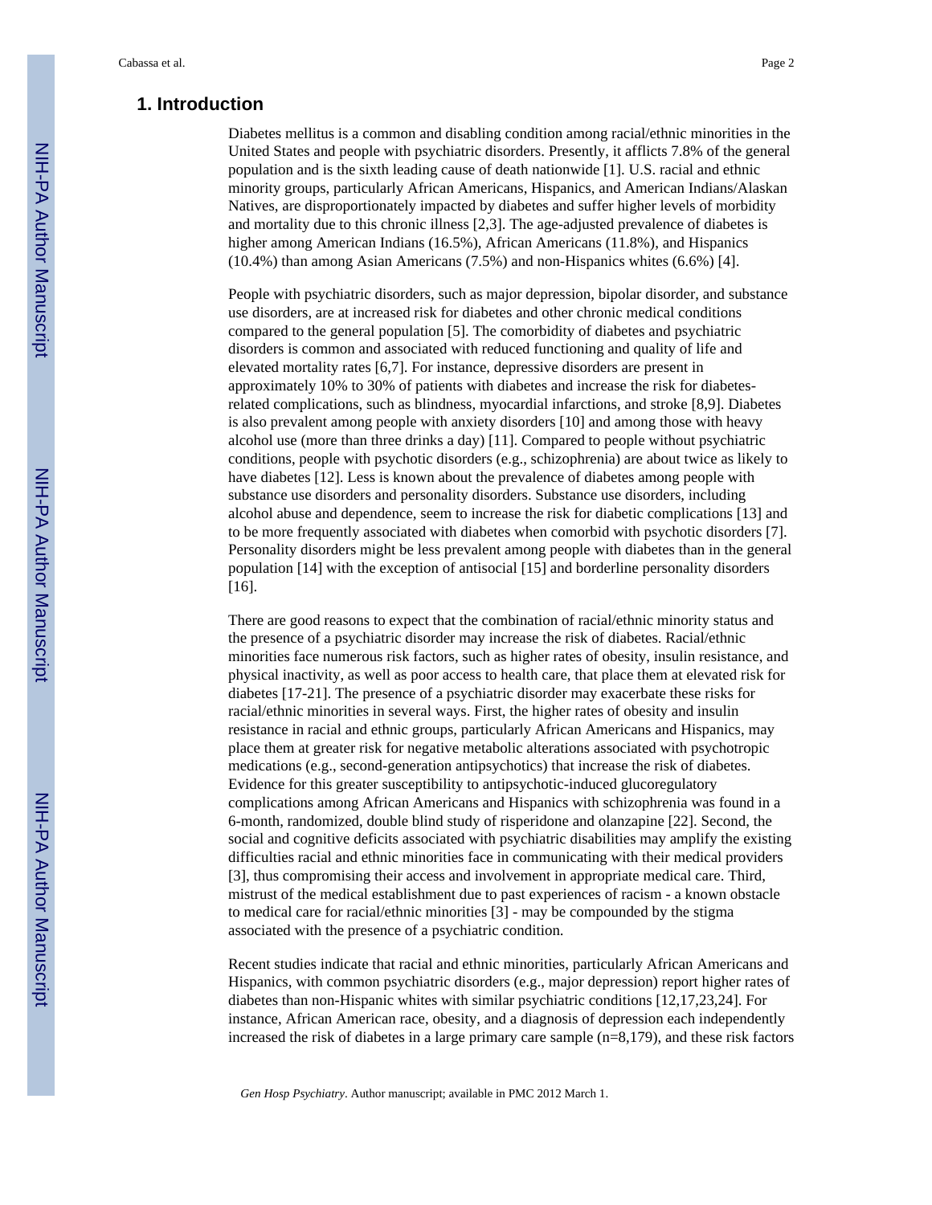## 1. Introduction

Diabetes mellitus is a common and disabling condition among racial/ethnic minorities in the United States and people with psychiatric disorders. Presently, it afflicts 7.8% of the general population and is the sixth leading cause of death nationwide [1]. U.S. racial and ethnic minority groups, particularly African Americans, Hispanics, and American Indians/Alaskan Natives, are disproportionately impacted by diabetes and suffer higher levels of morbidity and mortality due to this chronic illness [2,3]. The age-adjusted prevalence of diabetes is higher among American Indians (16.5%), African Americans (11.8%), and Hispanics (10.4%) than among Asian Americans (7.5%) and non-Hispanics whites (6.6%) [4].

People with psychiatric disorders, such as major depression, bipolar disorder, and substance use disorders, are at increased risk for diabetes and other chronic medical conditions compared to the general population [5]. The comorbidity of diabetes and psychiatric disorders is common and associated with reduced functioning and quality of life and elevated mortality rates [6,7]. For instance, depressive disorders are present in approximately 10% to 30% of patients with diabetes and increase the risk for diabetes-related complications, such as blindness, myocardial infarctions, and stroke [8,9]. Diabetes is also prevalent among people with anxiety disorders [10] and among those with heavy alcohol use (more than three drinks a day) [11]. Compared to people without psychiatric conditions, people with psychotic disorders (e.g., schizophrenia) are about twice as likely to have diabetes [12]. Less is known about the prevalence of diabetes among people with substance use disorders and personality disorders. Substance use disorders, including alcohol abuse and dependence, seem to increase the risk for diabetic complications [13] and to be more frequently associated with diabetes when comorbid with psychotic disorders [7]. Personality disorders might be less prevalent among people with diabetes than in the general population [14] with the exception of antisocial [15] and borderline personality disorders [16].

There are good reasons to expect that the combination of racial/ethnic minority status and the presence of a psychiatric disorder may increase the risk of diabetes. Racial/ethnic minorities face numerous risk factors, such as higher rates of obesity, insulin resistance, and physical inactivity, as well as poor access to health care, that place them at elevated risk for diabetes [17-21]. The presence of a psychiatric disorder may exacerbate these risks for racial/ethnic minorities in several ways. First, the higher rates of obesity and insulin resistance in racial and ethnic groups, particularly African Americans and Hispanics, may place them at greater risk for negative metabolic alterations associated with psychotropic medications (e.g., second-generation antipsychotics) that increase the risk of diabetes. Evidence for this greater susceptibility to antipsychotic-induced glucoregulatory complications among African Americans and Hispanics with schizophrenia was found in a 6-month, randomized, double blind study of risperidone and olanzapine [22]. Second, the social and cognitive deficits associated with psychiatric disabilities may amplify the existing difficulties racial and ethnic minorities face in communicating with their medical providers [3], thus compromising their access and involvement in appropriate medical care. Third, mistrust of the medical establishment due to past experiences of racism - a known obstacle to medical care for racial/ethnic minorities [3] - may be compounded by the stigma associated with the presence of a psychiatric condition.

Recent studies indicate that racial and ethnic minorities, particularly African Americans and Hispanics, with common psychiatric disorders (e.g., major depression) report higher rates of diabetes than non-Hispanic whites with similar psychiatric conditions [12,17,23,24]. For instance, African American race, obesity, and a diagnosis of depression each independently increased the risk of diabetes in a large primary care sample (n=8,179), and these risk factors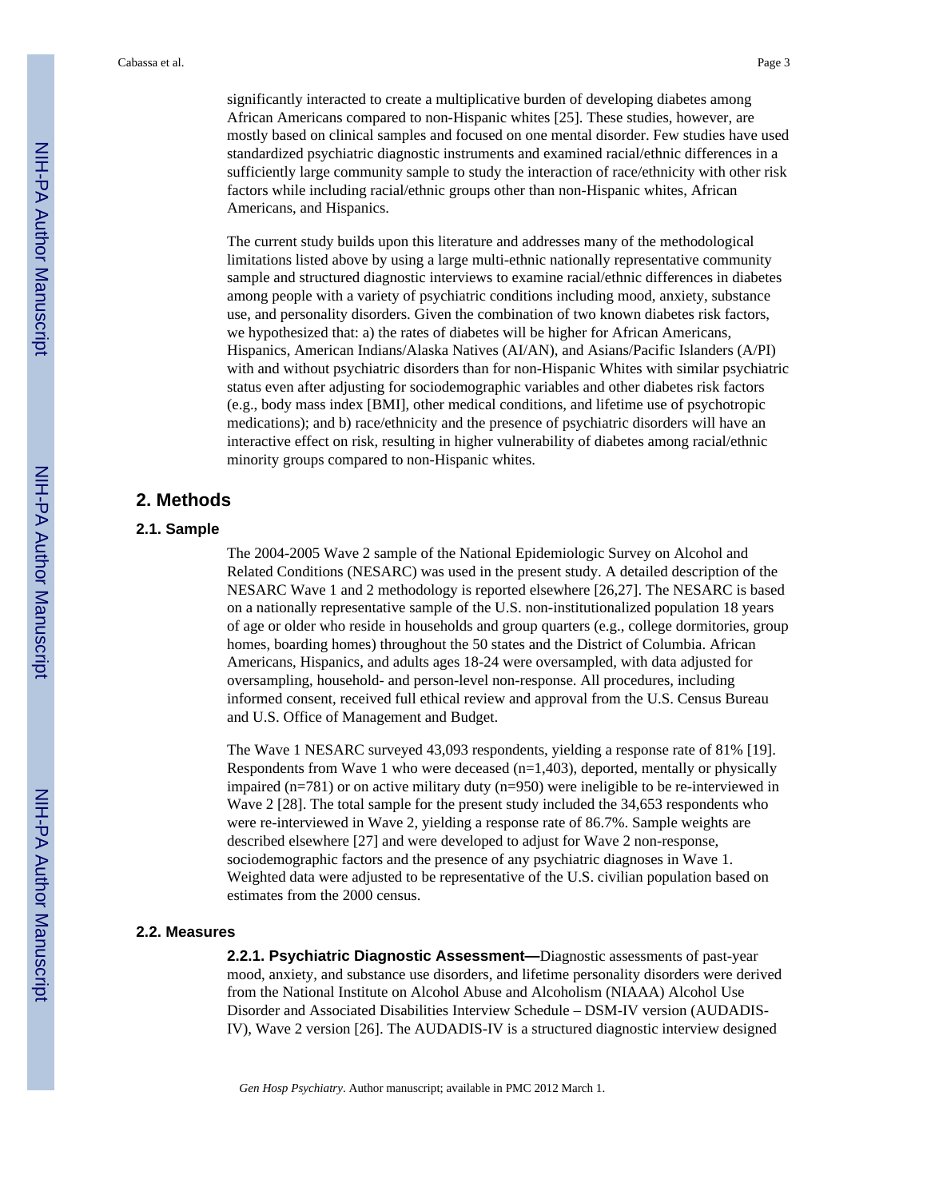significantly interacted to create a multiplicative burden of developing diabetes among African Americans compared to non-Hispanic whites [25]. These studies, however, are mostly based on clinical samples and focused on one mental disorder. Few studies have used standardized psychiatric diagnostic instruments and examined racial/ethnic differences in a sufficiently large community sample to study the interaction of race/ethnicity with other risk factors while including racial/ethnic groups other than non-Hispanic whites, African Americans, and Hispanics.

The current study builds upon this literature and addresses many of the methodological limitations listed above by using a large multi-ethnic nationally representative community sample and structured diagnostic interviews to examine racial/ethnic differences in diabetes among people with a variety of psychiatric conditions including mood, anxiety, substance use, and personality disorders. Given the combination of two known diabetes risk factors, we hypothesized that: a) the rates of diabetes will be higher for African Americans, Hispanics, American Indians/Alaska Natives (AI/AN), and Asians/Pacific Islanders (A/PI) with and without psychiatric disorders than for non-Hispanic Whites with similar psychiatric status even after adjusting for sociodemographic variables and other diabetes risk factors (e.g., body mass index [BMI], other medical conditions, and lifetime use of psychotropic medications); and b) race/ethnicity and the presence of psychiatric disorders will have an interactive effect on risk, resulting in higher vulnerability of diabetes among racial/ethnic minority groups compared to non-Hispanic whites.

## 2. Methods

### 2.1. Sample

The 2004-2005 Wave 2 sample of the National Epidemiologic Survey on Alcohol and Related Conditions (NESARC) was used in the present study. A detailed description of the NESARC Wave 1 and 2 methodology is reported elsewhere [26,27]. The NESARC is based on a nationally representative sample of the U.S. non-institutionalized population 18 years of age or older who reside in households and group quarters (e.g., college dormitories, group homes, boarding homes) throughout the 50 states and the District of Columbia. African Americans, Hispanics, and adults ages 18-24 were oversampled, with data adjusted for oversampling, household- and person-level non-response. All procedures, including informed consent, received full ethical review and approval from the U.S. Census Bureau and U.S. Office of Management and Budget.

The Wave 1 NESARC surveyed 43,093 respondents, yielding a response rate of 81% [19]. Respondents from Wave 1 who were deceased (n=1,403), deported, mentally or physically impaired (n=781) or on active military duty (n=950) were ineligible to be re-interviewed in Wave 2 [28]. The total sample for the present study included the 34,653 respondents who were re-interviewed in Wave 2, yielding a response rate of 86.7%. Sample weights are described elsewhere [27] and were developed to adjust for Wave 2 non-response, sociodemographic factors and the presence of any psychiatric diagnoses in Wave 1. Weighted data were adjusted to be representative of the U.S. civilian population based on estimates from the 2000 census.

### 2.2. Measures

**2.2.1. Psychiatric Diagnostic Assessment—**Diagnostic assessments of past-year mood, anxiety, and substance use disorders, and lifetime personality disorders were derived from the National Institute on Alcohol Abuse and Alcoholism (NIAAA) Alcohol Use Disorder and Associated Disabilities Interview Schedule – DSM-IV version (AUDADIS-IV), Wave 2 version [26]. The AUDADIS-IV is a structured diagnostic interview designed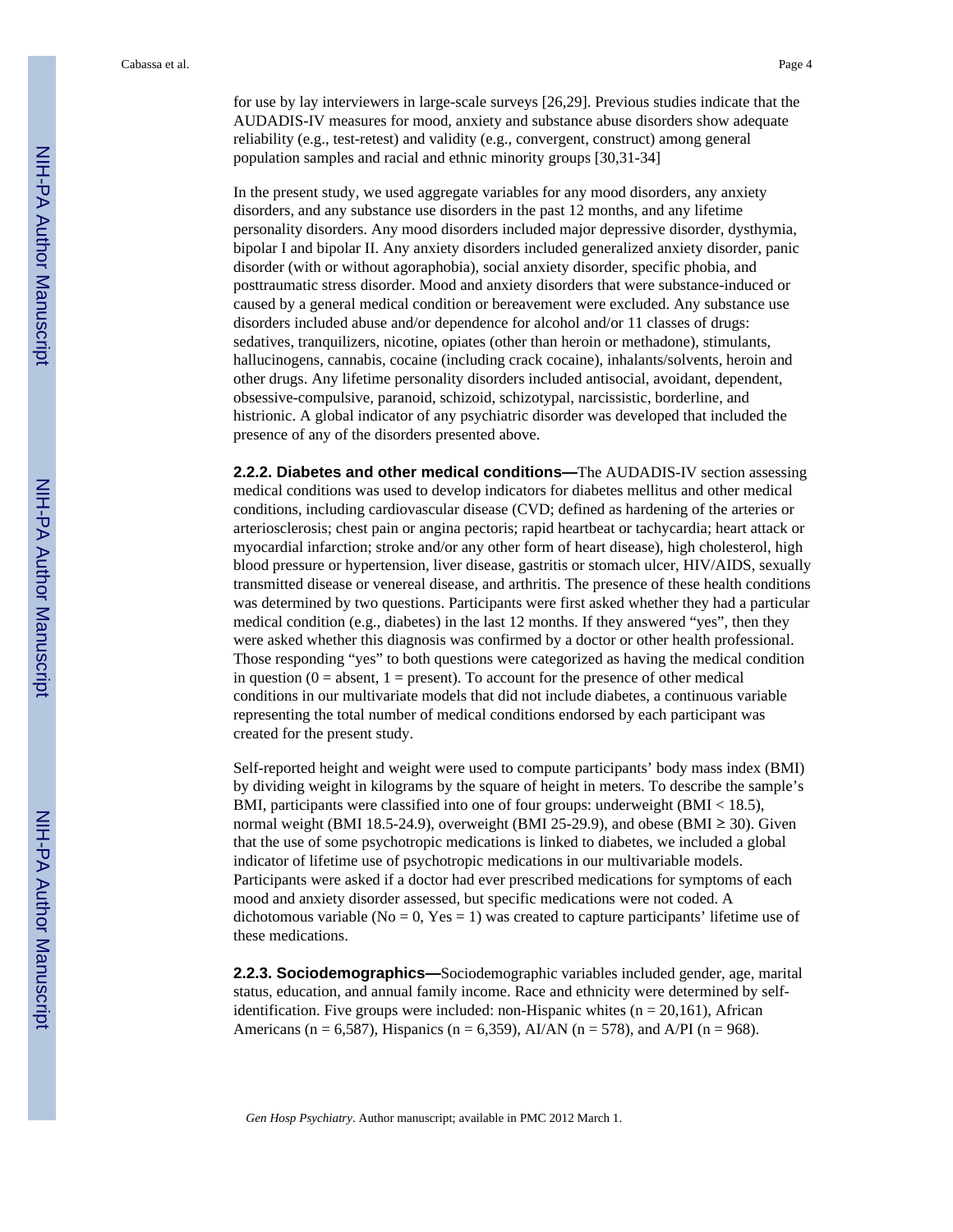for use by lay interviewers in large-scale surveys [26,29]. Previous studies indicate that the AUDADIS-IV measures for mood, anxiety and substance abuse disorders show adequate reliability (e.g., test-retest) and validity (e.g., convergent, construct) among general population samples and racial and ethnic minority groups [30,31-34]

In the present study, we used aggregate variables for any mood disorders, any anxiety disorders, and any substance use disorders in the past 12 months, and any lifetime personality disorders. Any mood disorders included major depressive disorder, dysthymia, bipolar I and bipolar II. Any anxiety disorders included generalized anxiety disorder, panic disorder (with or without agoraphobia), social anxiety disorder, specific phobia, and posttraumatic stress disorder. Mood and anxiety disorders that were substance-induced or caused by a general medical condition or bereavement were excluded. Any substance use disorders included abuse and/or dependence for alcohol and/or 11 classes of drugs: sedatives, tranquilizers, nicotine, opiates (other than heroin or methadone), stimulants, hallucinogens, cannabis, cocaine (including crack cocaine), inhalants/solvents, heroin and other drugs. Any lifetime personality disorders included antisocial, avoidant, dependent, obsessive-compulsive, paranoid, schizoid, schizotypal, narcissistic, borderline, and histrionic. A global indicator of any psychiatric disorder was developed that included the presence of any of the disorders presented above.

**2.2.2. Diabetes and other medical conditions—**The AUDADIS-IV section assessing medical conditions was used to develop indicators for diabetes mellitus and other medical conditions, including cardiovascular disease (CVD; defined as hardening of the arteries or arteriosclerosis; chest pain or angina pectoris; rapid heartbeat or tachycardia; heart attack or myocardial infarction; stroke and/or any other form of heart disease), high cholesterol, high blood pressure or hypertension, liver disease, gastritis or stomach ulcer, HIV/AIDS, sexually transmitted disease or venereal disease, and arthritis. The presence of these health conditions was determined by two questions. Participants were first asked whether they had a particular medical condition (e.g., diabetes) in the last 12 months. If they answered "yes", then they were asked whether this diagnosis was confirmed by a doctor or other health professional. Those responding "yes" to both questions were categorized as having the medical condition in question (0 = absent, 1 = present). To account for the presence of other medical conditions in our multivariate models that did not include diabetes, a continuous variable representing the total number of medical conditions endorsed by each participant was created for the present study.

Self-reported height and weight were used to compute participants' body mass index (BMI) by dividing weight in kilograms by the square of height in meters. To describe the sample's BMI, participants were classified into one of four groups: underweight (BMI < 18.5), normal weight (BMI 18.5-24.9), overweight (BMI 25-29.9), and obese (BMI ≥ 30). Given that the use of some psychotropic medications is linked to diabetes, we included a global indicator of lifetime use of psychotropic medications in our multivariable models. Participants were asked if a doctor had ever prescribed medications for symptoms of each mood and anxiety disorder assessed, but specific medications were not coded. A dichotomous variable (No = 0, Yes = 1) was created to capture participants' lifetime use of these medications.

**2.2.3. Sociodemographics—**Sociodemographic variables included gender, age, marital status, education, and annual family income. Race and ethnicity were determined by self-identification. Five groups were included: non-Hispanic whites (n = 20,161), African Americans (n = 6,587), Hispanics (n = 6,359), AI/AN (n = 578), and A/PI (n = 968).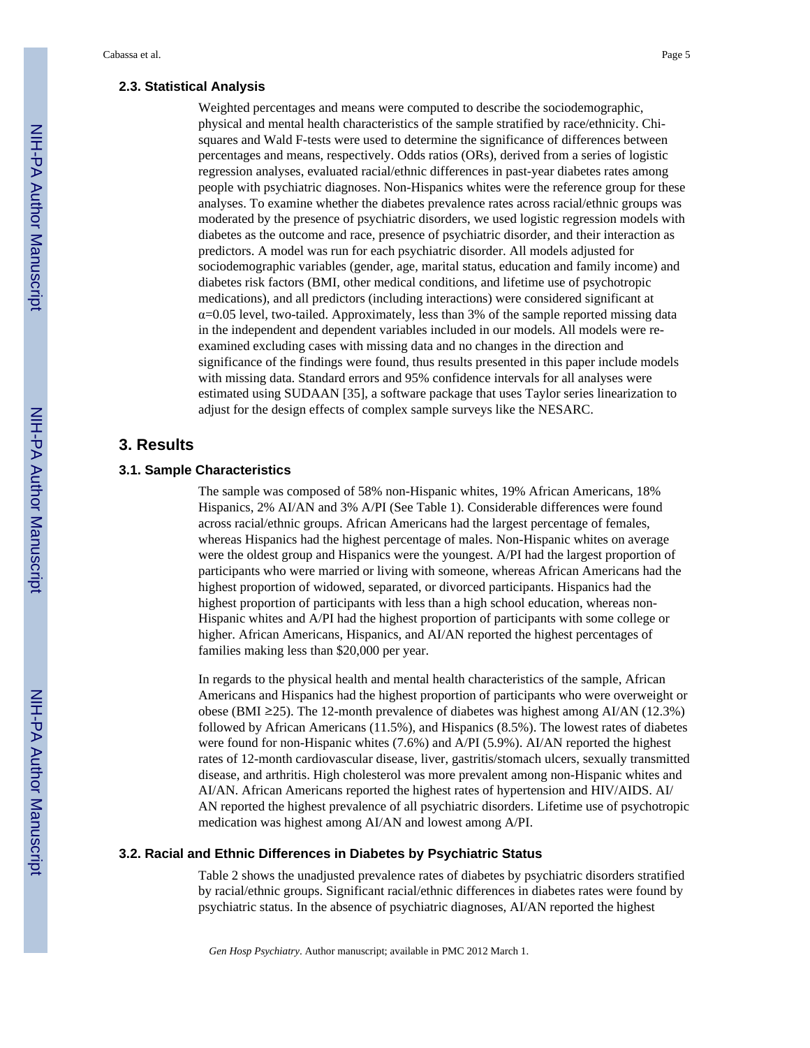### 2.3. Statistical Analysis

Weighted percentages and means were computed to describe the sociodemographic, physical and mental health characteristics of the sample stratified by race/ethnicity. Chi-squares and Wald F-tests were used to determine the significance of differences between percentages and means, respectively. Odds ratios (ORs), derived from a series of logistic regression analyses, evaluated racial/ethnic differences in past-year diabetes rates among people with psychiatric diagnoses. Non-Hispanics whites were the reference group for these analyses. To examine whether the diabetes prevalence rates across racial/ethnic groups was moderated by the presence of psychiatric disorders, we used logistic regression models with diabetes as the outcome and race, presence of psychiatric disorder, and their interaction as predictors. A model was run for each psychiatric disorder. All models adjusted for sociodemographic variables (gender, age, marital status, education and family income) and diabetes risk factors (BMI, other medical conditions, and lifetime use of psychotropic medications), and all predictors (including interactions) were considered significant at $\alpha$=0.05 level, two-tailed. Approximately, less than 3% of the sample reported missing data in the independent and dependent variables included in our models. All models were re-examined excluding cases with missing data and no changes in the direction and significance of the findings were found, thus results presented in this paper include models with missing data. Standard errors and 95% confidence intervals for all analyses were estimated using SUDAAN [35], a software package that uses Taylor series linearization to adjust for the design effects of complex sample surveys like the NESARC.

## 3. Results

### 3.1. Sample Characteristics

The sample was composed of 58% non-Hispanic whites, 19% African Americans, 18% Hispanics, 2% AI/AN and 3% A/PI (See Table 1). Considerable differences were found across racial/ethnic groups. African Americans had the largest percentage of females, whereas Hispanics had the highest percentage of males. Non-Hispanic whites on average were the oldest group and Hispanics were the youngest. A/PI had the largest proportion of participants who were married or living with someone, whereas African Americans had the highest proportion of widowed, separated, or divorced participants. Hispanics had the highest proportion of participants with less than a high school education, whereas non-Hispanic whites and A/PI had the highest proportion of participants with some college or higher. African Americans, Hispanics, and AI/AN reported the highest percentages of families making less than $20,000 per year.

In regards to the physical health and mental health characteristics of the sample, African Americans and Hispanics had the highest proportion of participants who were overweight or obese (BMI $\geq$25). The 12-month prevalence of diabetes was highest among AI/AN (12.3%) followed by African Americans (11.5%), and Hispanics (8.5%). The lowest rates of diabetes were found for non-Hispanic whites (7.6%) and A/PI (5.9%). AI/AN reported the highest rates of 12-month cardiovascular disease, liver, gastritis/stomach ulcers, sexually transmitted disease, and arthritis. High cholesterol was more prevalent among non-Hispanic whites and AI/AN. African Americans reported the highest rates of hypertension and HIV/AIDS. AI/AN reported the highest prevalence of all psychiatric disorders. Lifetime use of psychotropic medication was highest among AI/AN and lowest among A/PI.

### 3.2. Racial and Ethnic Differences in Diabetes by Psychiatric Status

Table 2 shows the unadjusted prevalence rates of diabetes by psychiatric disorders stratified by racial/ethnic groups. Significant racial/ethnic differences in diabetes rates were found by psychiatric status. In the absence of psychiatric diagnoses, AI/AN reported the highest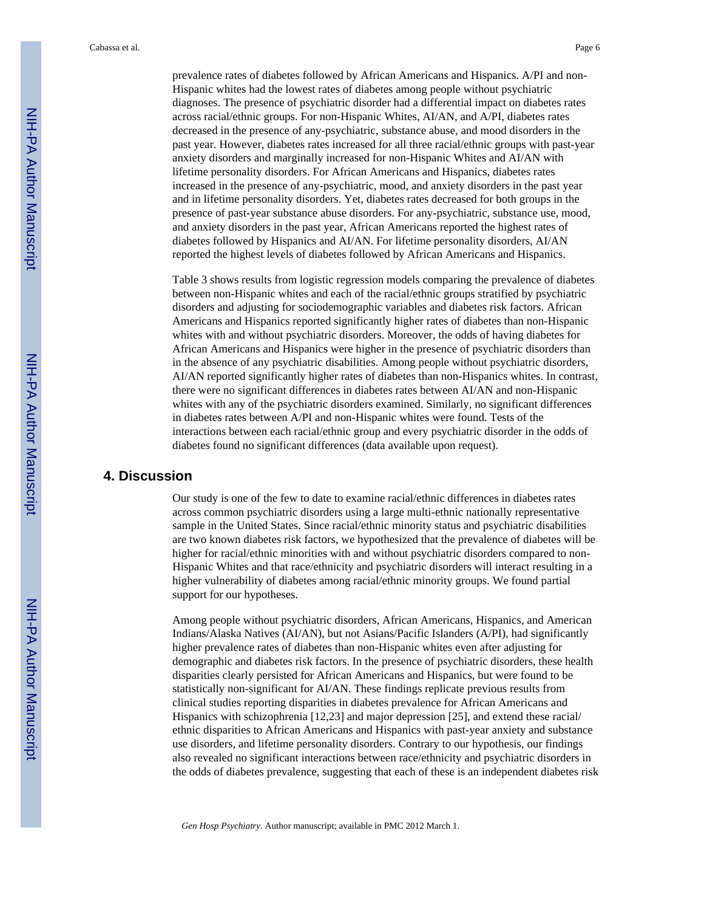prevalence rates of diabetes followed by African Americans and Hispanics. A/PI and non-Hispanic whites had the lowest rates of diabetes among people without psychiatric diagnoses. The presence of psychiatric disorder had a differential impact on diabetes rates across racial/ethnic groups. For non-Hispanic Whites, AI/AN, and A/PI, diabetes rates decreased in the presence of any-psychiatric, substance abuse, and mood disorders in the past year. However, diabetes rates increased for all three racial/ethnic groups with past-year anxiety disorders and marginally increased for non-Hispanic Whites and AI/AN with lifetime personality disorders. For African Americans and Hispanics, diabetes rates increased in the presence of any-psychiatric, mood, and anxiety disorders in the past year and in lifetime personality disorders. Yet, diabetes rates decreased for both groups in the presence of past-year substance abuse disorders. For any-psychiatric, substance use, mood, and anxiety disorders in the past year, African Americans reported the highest rates of diabetes followed by Hispanics and AI/AN. For lifetime personality disorders, AI/AN reported the highest levels of diabetes followed by African Americans and Hispanics.

Table 3 shows results from logistic regression models comparing the prevalence of diabetes between non-Hispanic whites and each of the racial/ethnic groups stratified by psychiatric disorders and adjusting for sociodemographic variables and diabetes risk factors. African Americans and Hispanics reported significantly higher rates of diabetes than non-Hispanic whites with and without psychiatric disorders. Moreover, the odds of having diabetes for African Americans and Hispanics were higher in the presence of psychiatric disorders than in the absence of any psychiatric disabilities. Among people without psychiatric disorders, AI/AN reported significantly higher rates of diabetes than non-Hispanics whites. In contrast, there were no significant differences in diabetes rates between AI/AN and non-Hispanic whites with any of the psychiatric disorders examined. Similarly, no significant differences in diabetes rates between A/PI and non-Hispanic whites were found. Tests of the interactions between each racial/ethnic group and every psychiatric disorder in the odds of diabetes found no significant differences (data available upon request).

## 4. Discussion

Our study is one of the few to date to examine racial/ethnic differences in diabetes rates across common psychiatric disorders using a large multi-ethnic nationally representative sample in the United States. Since racial/ethnic minority status and psychiatric disabilities are two known diabetes risk factors, we hypothesized that the prevalence of diabetes will be higher for racial/ethnic minorities with and without psychiatric disorders compared to non-Hispanic Whites and that race/ethnicity and psychiatric disorders will interact resulting in a higher vulnerability of diabetes among racial/ethnic minority groups. We found partial support for our hypotheses.

Among people without psychiatric disorders, African Americans, Hispanics, and American Indians/Alaska Natives (AI/AN), but not Asians/Pacific Islanders (A/PI), had significantly higher prevalence rates of diabetes than non-Hispanic whites even after adjusting for demographic and diabetes risk factors. In the presence of psychiatric disorders, these health disparities clearly persisted for African Americans and Hispanics, but were found to be statistically non-significant for AI/AN. These findings replicate previous results from clinical studies reporting disparities in diabetes prevalence for African Americans and Hispanics with schizophrenia [12,23] and major depression [25], and extend these racial/ethnic disparities to African Americans and Hispanics with past-year anxiety and substance use disorders, and lifetime personality disorders. Contrary to our hypothesis, our findings also revealed no significant interactions between race/ethnicity and psychiatric disorders in the odds of diabetes prevalence, suggesting that each of these is an independent diabetes risk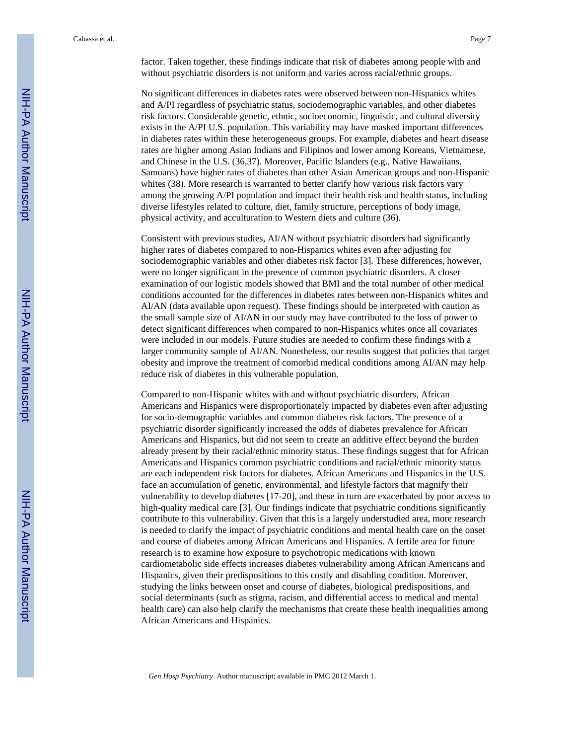factor. Taken together, these findings indicate that risk of diabetes among people with and without psychiatric disorders is not uniform and varies across racial/ethnic groups.

No significant differences in diabetes rates were observed between non-Hispanics whites and A/PI regardless of psychiatric status, sociodemographic variables, and other diabetes risk factors. Considerable genetic, ethnic, socioeconomic, linguistic, and cultural diversity exists in the A/PI U.S. population. This variability may have masked important differences in diabetes rates within these heterogeneous groups. For example, diabetes and heart disease rates are higher among Asian Indians and Filipinos and lower among Koreans, Vietnamese, and Chinese in the U.S. (36,37). Moreover, Pacific Islanders (e.g., Native Hawaiians, Samoans) have higher rates of diabetes than other Asian American groups and non-Hispanic whites (38). More research is warranted to better clarify how various risk factors vary among the growing A/PI population and impact their health risk and health status, including diverse lifestyles related to culture, diet, family structure, perceptions of body image, physical activity, and acculturation to Western diets and culture (36).

Consistent with previous studies, AI/AN without psychiatric disorders had significantly higher rates of diabetes compared to non-Hispanics whites even after adjusting for sociodemographic variables and other diabetes risk factor [3]. These differences, however, were no longer significant in the presence of common psychiatric disorders. A closer examination of our logistic models showed that BMI and the total number of other medical conditions accounted for the differences in diabetes rates between non-Hispanics whites and AI/AN (data available upon request). These findings should be interpreted with caution as the small sample size of AI/AN in our study may have contributed to the loss of power to detect significant differences when compared to non-Hispanics whites once all covariates were included in our models. Future studies are needed to confirm these findings with a larger community sample of AI/AN. Nonetheless, our results suggest that policies that target obesity and improve the treatment of comorbid medical conditions among AI/AN may help reduce risk of diabetes in this vulnerable population.

Compared to non-Hispanic whites with and without psychiatric disorders, African Americans and Hispanics were disproportionately impacted by diabetes even after adjusting for socio-demographic variables and common diabetes risk factors. The presence of a psychiatric disorder significantly increased the odds of diabetes prevalence for African Americans and Hispanics, but did not seem to create an additive effect beyond the burden already present by their racial/ethnic minority status. These findings suggest that for African Americans and Hispanics common psychiatric conditions and racial/ethnic minority status are each independent risk factors for diabetes. African Americans and Hispanics in the U.S. face an accumulation of genetic, environmental, and lifestyle factors that magnify their vulnerability to develop diabetes [17-20], and these in turn are exacerbated by poor access to high-quality medical care [3]. Our findings indicate that psychiatric conditions significantly contribute to this vulnerability. Given that this is a largely understudied area, more research is needed to clarify the impact of psychiatric conditions and mental health care on the onset and course of diabetes among African Americans and Hispanics. A fertile area for future research is to examine how exposure to psychotropic medications with known cardiometabolic side effects increases diabetes vulnerability among African Americans and Hispanics, given their predispositions to this costly and disabling condition. Moreover, studying the links between onset and course of diabetes, biological predispositions, and social determinants (such as stigma, racism, and differential access to medical and mental health care) can also help clarify the mechanisms that create these health inequalities among African Americans and Hispanics.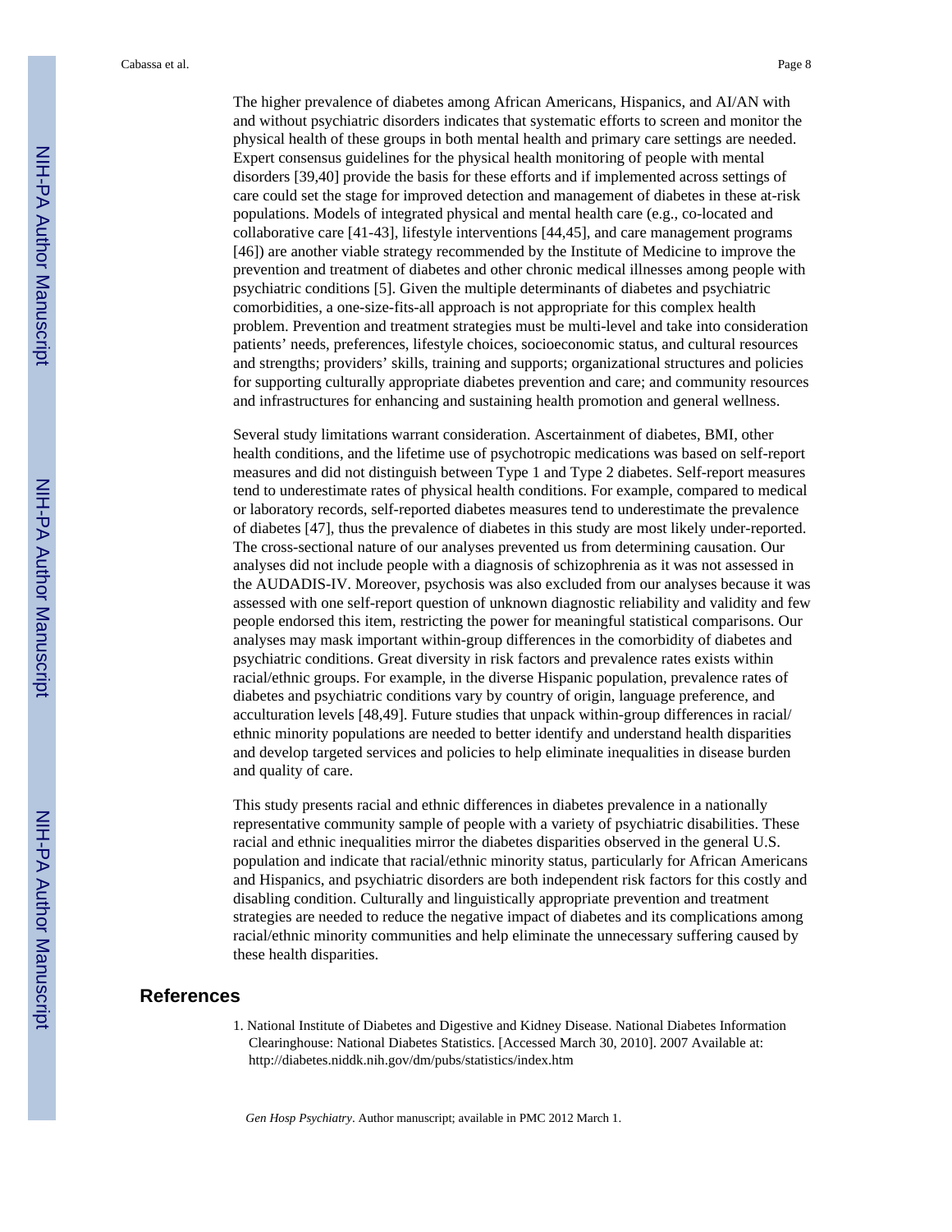The higher prevalence of diabetes among African Americans, Hispanics, and AI/AN with and without psychiatric disorders indicates that systematic efforts to screen and monitor the physical health of these groups in both mental health and primary care settings are needed. Expert consensus guidelines for the physical health monitoring of people with mental disorders [39,40] provide the basis for these efforts and if implemented across settings of care could set the stage for improved detection and management of diabetes in these at-risk populations. Models of integrated physical and mental health care (e.g., co-located and collaborative care [41-43], lifestyle interventions [44,45], and care management programs [46]) are another viable strategy recommended by the Institute of Medicine to improve the prevention and treatment of diabetes and other chronic medical illnesses among people with psychiatric conditions [5]. Given the multiple determinants of diabetes and psychiatric comorbidities, a one-size-fits-all approach is not appropriate for this complex health problem. Prevention and treatment strategies must be multi-level and take into consideration patients' needs, preferences, lifestyle choices, socioeconomic status, and cultural resources and strengths; providers' skills, training and supports; organizational structures and policies for supporting culturally appropriate diabetes prevention and care; and community resources and infrastructures for enhancing and sustaining health promotion and general wellness.

Several study limitations warrant consideration. Ascertainment of diabetes, BMI, other health conditions, and the lifetime use of psychotropic medications was based on self-report measures and did not distinguish between Type 1 and Type 2 diabetes. Self-report measures tend to underestimate rates of physical health conditions. For example, compared to medical or laboratory records, self-reported diabetes measures tend to underestimate the prevalence of diabetes [47], thus the prevalence of diabetes in this study are most likely under-reported. The cross-sectional nature of our analyses prevented us from determining causation. Our analyses did not include people with a diagnosis of schizophrenia as it was not assessed in the AUDADIS-IV. Moreover, psychosis was also excluded from our analyses because it was assessed with one self-report question of unknown diagnostic reliability and validity and few people endorsed this item, restricting the power for meaningful statistical comparisons. Our analyses may mask important within-group differences in the comorbidity of diabetes and psychiatric conditions. Great diversity in risk factors and prevalence rates exists within racial/ethnic groups. For example, in the diverse Hispanic population, prevalence rates of diabetes and psychiatric conditions vary by country of origin, language preference, and acculturation levels [48,49]. Future studies that unpack within-group differences in racial/ethnic minority populations are needed to better identify and understand health disparities and develop targeted services and policies to help eliminate inequalities in disease burden and quality of care.

This study presents racial and ethnic differences in diabetes prevalence in a nationally representative community sample of people with a variety of psychiatric disabilities. These racial and ethnic inequalities mirror the diabetes disparities observed in the general U.S. population and indicate that racial/ethnic minority status, particularly for African Americans and Hispanics, and psychiatric disorders are both independent risk factors for this costly and disabling condition. Culturally and linguistically appropriate prevention and treatment strategies are needed to reduce the negative impact of diabetes and its complications among racial/ethnic minority communities and help eliminate the unnecessary suffering caused by these health disparities.

## References

1. National Institute of Diabetes and Digestive and Kidney Disease. National Diabetes Information Clearinghouse: National Diabetes Statistics. [Accessed March 30, 2010]. 2007 Available at: http://diabetes.niddk.nih.gov/dm/pubs/statistics/index.htm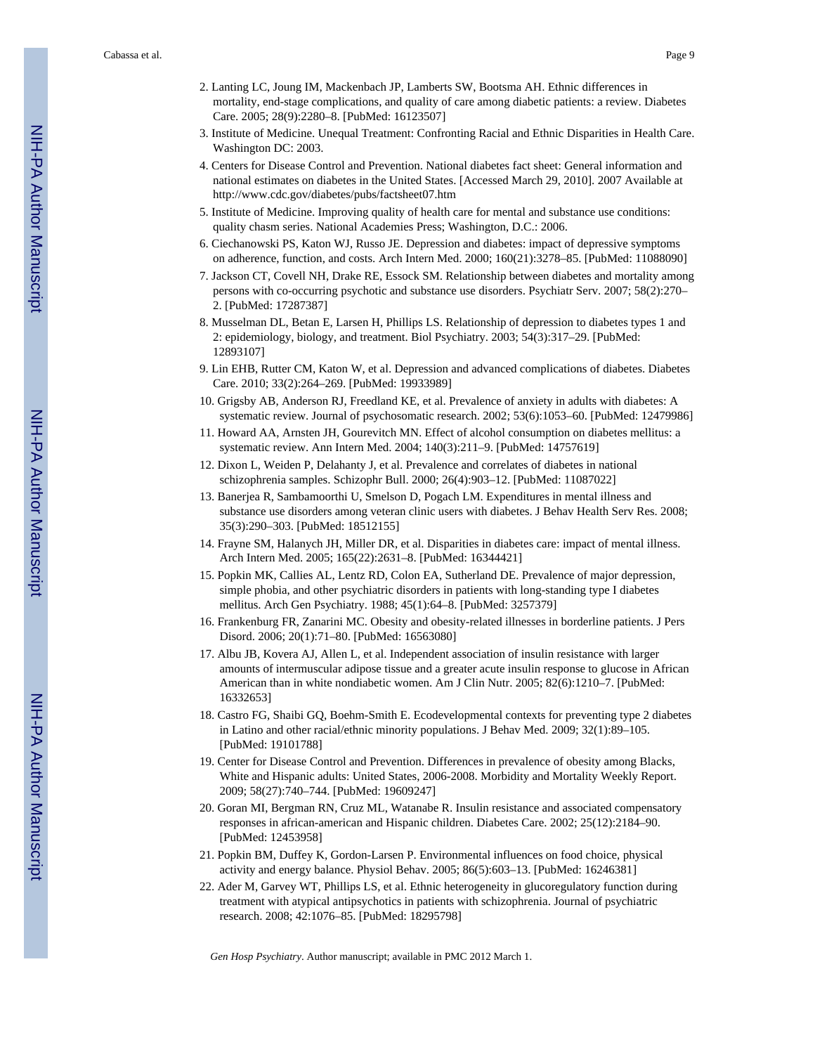2. Lanting LC, Joung IM, Mackenbach JP, Lamberts SW, Bootsma AH. Ethnic differences in mortality, end-stage complications, and quality of care among diabetic patients: a review. Diabetes Care. 2005; 28(9):2280–8. [PubMed: 16123507]
3. Institute of Medicine. Unequal Treatment: Confronting Racial and Ethnic Disparities in Health Care. Washington DC: 2003.
4. Centers for Disease Control and Prevention. National diabetes fact sheet: General information and national estimates on diabetes in the United States. [Accessed March 29, 2010]. 2007 Available at http://www.cdc.gov/diabetes/pubs/factsheet07.htm
5. Institute of Medicine. Improving quality of health care for mental and substance use conditions: quality chasm series. National Academies Press; Washington, D.C.: 2006.
6. Ciechanowski PS, Katon WJ, Russo JE. Depression and diabetes: impact of depressive symptoms on adherence, function, and costs. Arch Intern Med. 2000; 160(21):3278–85. [PubMed: 11088090]
7. Jackson CT, Covell NH, Drake RE, Essock SM. Relationship between diabetes and mortality among persons with co-occurring psychotic and substance use disorders. Psychiatr Serv. 2007; 58(2):270–2. [PubMed: 17287387]
8. Musselman DL, Betan E, Larsen H, Phillips LS. Relationship of depression to diabetes types 1 and 2: epidemiology, biology, and treatment. Biol Psychiatry. 2003; 54(3):317–29. [PubMed: 12893107]
9. Lin EHB, Rutter CM, Katon W, et al. Depression and advanced complications of diabetes. Diabetes Care. 2010; 33(2):264–269. [PubMed: 19933989]
10. Grigsby AB, Anderson RJ, Freedland KE, et al. Prevalence of anxiety in adults with diabetes: A systematic review. Journal of psychosomatic research. 2002; 53(6):1053–60. [PubMed: 12479986]
11. Howard AA, Arnsten JH, Gourevitch MN. Effect of alcohol consumption on diabetes mellitus: a systematic review. Ann Intern Med. 2004; 140(3):211–9. [PubMed: 14757619]
12. Dixon L, Weiden P, Delahanty J, et al. Prevalence and correlates of diabetes in national schizophrenia samples. Schizophr Bull. 2000; 26(4):903–12. [PubMed: 11087022]
13. Banerjea R, Sambamoorthi U, Smelson D, Pogach LM. Expenditures in mental illness and substance use disorders among veteran clinic users with diabetes. J Behav Health Serv Res. 2008; 35(3):290–303. [PubMed: 18512155]
14. Frayne SM, Halanych JH, Miller DR, et al. Disparities in diabetes care: impact of mental illness. Arch Intern Med. 2005; 165(22):2631–8. [PubMed: 16344421]
15. Popkin MK, Callies AL, Lentz RD, Colon EA, Sutherland DE. Prevalence of major depression, simple phobia, and other psychiatric disorders in patients with long-standing type I diabetes mellitus. Arch Gen Psychiatry. 1988; 45(1):64–8. [PubMed: 3257379]
16. Frankenburg FR, Zanarini MC. Obesity and obesity-related illnesses in borderline patients. J Pers Disord. 2006; 20(1):71–80. [PubMed: 16563080]
17. Albu JB, Kovera AJ, Allen L, et al. Independent association of insulin resistance with larger amounts of intermuscular adipose tissue and a greater acute insulin response to glucose in African American than in white nondiabetic women. Am J Clin Nutr. 2005; 82(6):1210–7. [PubMed: 16332653]
18. Castro FG, Shaibi GQ, Boehm-Smith E. Ecodevelopmental contexts for preventing type 2 diabetes in Latino and other racial/ethnic minority populations. J Behav Med. 2009; 32(1):89–105. [PubMed: 19101788]
19. Center for Disease Control and Prevention. Differences in prevalence of obesity among Blacks, White and Hispanic adults: United States, 2006-2008. Morbidity and Mortality Weekly Report. 2009; 58(27):740–744. [PubMed: 19609247]
20. Goran MI, Bergman RN, Cruz ML, Watanabe R. Insulin resistance and associated compensatory responses in african-american and Hispanic children. Diabetes Care. 2002; 25(12):2184–90. [PubMed: 12453958]
21. Popkin BM, Duffey K, Gordon-Larsen P. Environmental influences on food choice, physical activity and energy balance. Physiol Behav. 2005; 86(5):603–13. [PubMed: 16246381]
22. Ader M, Garvey WT, Phillips LS, et al. Ethnic heterogeneity in glucoregulatory function during treatment with atypical antipsychotics in patients with schizophrenia. Journal of psychiatric research. 2008; 42:1076–85. [PubMed: 18295798]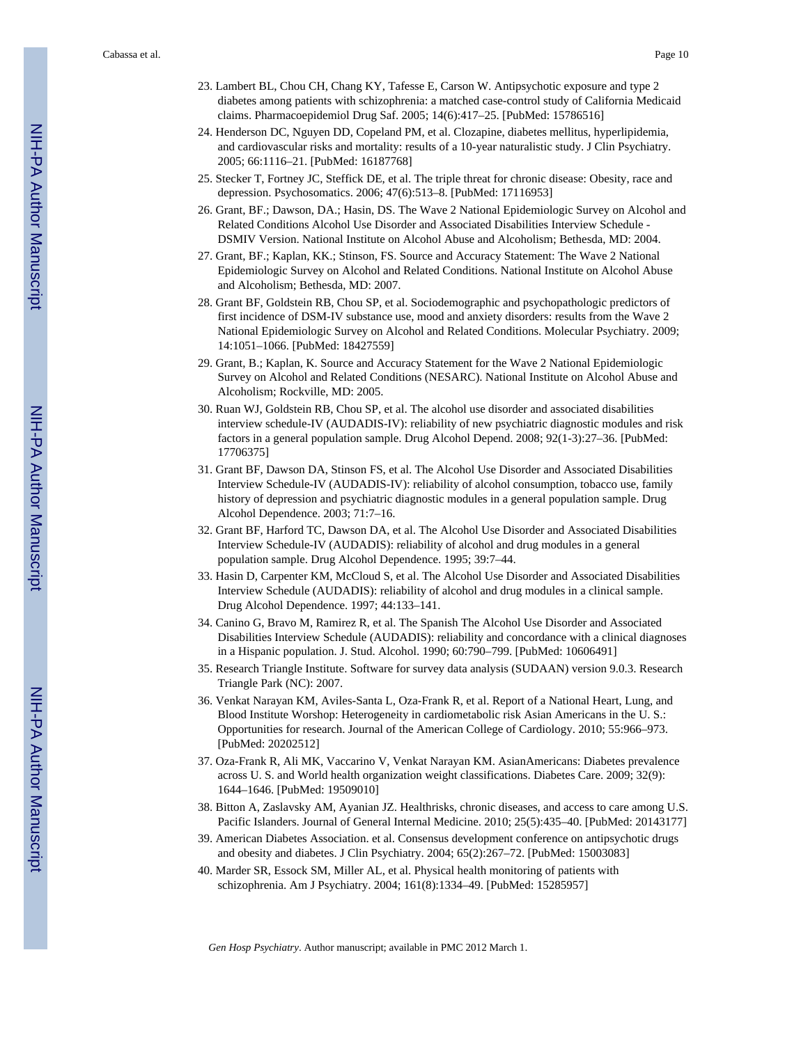23. Lambert BL, Chou CH, Chang KY, Tafesse E, Carson W. Antipsychotic exposure and type 2 diabetes among patients with schizophrenia: a matched case-control study of California Medicaid claims. Pharmacoepidemiol Drug Saf. 2005; 14(6):417–25. [PubMed: 15786516]
24. Henderson DC, Nguyen DD, Copeland PM, et al. Clozapine, diabetes mellitus, hyperlipidemia, and cardiovascular risks and mortality: results of a 10-year naturalistic study. J Clin Psychiatry. 2005; 66:1116–21. [PubMed: 16187768]
25. Stecker T, Fortney JC, Steffick DE, et al. The triple threat for chronic disease: Obesity, race and depression. Psychosomatics. 2006; 47(6):513–8. [PubMed: 17116953]
26. Grant, BF.; Dawson, DA.; Hasin, DS. The Wave 2 National Epidemiologic Survey on Alcohol and Related Conditions Alcohol Use Disorder and Associated Disabilities Interview Schedule - DSMIV Version. National Institute on Alcohol Abuse and Alcoholism; Bethesda, MD: 2004.
27. Grant, BF.; Kaplan, KK.; Stinson, FS. Source and Accuracy Statement: The Wave 2 National Epidemiologic Survey on Alcohol and Related Conditions. National Institute on Alcohol Abuse and Alcoholism; Bethesda, MD: 2007.
28. Grant BF, Goldstein RB, Chou SP, et al. Sociodemographic and psychopathologic predictors of first incidence of DSM-IV substance use, mood and anxiety disorders: results from the Wave 2 National Epidemiologic Survey on Alcohol and Related Conditions. Molecular Psychiatry. 2009; 14:1051–1066. [PubMed: 18427559]
29. Grant, B.; Kaplan, K. Source and Accuracy Statement for the Wave 2 National Epidemiologic Survey on Alcohol and Related Conditions (NESARC). National Institute on Alcohol Abuse and Alcoholism; Rockville, MD: 2005.
30. Ruan WJ, Goldstein RB, Chou SP, et al. The alcohol use disorder and associated disabilities interview schedule-IV (AUDADIS-IV): reliability of new psychiatric diagnostic modules and risk factors in a general population sample. Drug Alcohol Depend. 2008; 92(1-3):27–36. [PubMed: 17706375]
31. Grant BF, Dawson DA, Stinson FS, et al. The Alcohol Use Disorder and Associated Disabilities Interview Schedule-IV (AUDADIS-IV): reliability of alcohol consumption, tobacco use, family history of depression and psychiatric diagnostic modules in a general population sample. Drug Alcohol Dependence. 2003; 71:7–16.
32. Grant BF, Harford TC, Dawson DA, et al. The Alcohol Use Disorder and Associated Disabilities Interview Schedule-IV (AUDADIS): reliability of alcohol and drug modules in a general population sample. Drug Alcohol Dependence. 1995; 39:7–44.
33. Hasin D, Carpenter KM, McCloud S, et al. The Alcohol Use Disorder and Associated Disabilities Interview Schedule (AUDADIS): reliability of alcohol and drug modules in a clinical sample. Drug Alcohol Dependence. 1997; 44:133–141.
34. Canino G, Bravo M, Ramirez R, et al. The Spanish The Alcohol Use Disorder and Associated Disabilities Interview Schedule (AUDADIS): reliability and concordance with a clinical diagnoses in a Hispanic population. J. Stud. Alcohol. 1990; 60:790–799. [PubMed: 10606491]
35. Research Triangle Institute. Software for survey data analysis (SUDAAN) version 9.0.3. Research Triangle Park (NC): 2007.
36. Venkat Narayan KM, Aviles-Santa L, Oza-Frank R, et al. Report of a National Heart, Lung, and Blood Institute Worshop: Heterogeneity in cardiometabolic risk Asian Americans in the U. S.: Opportunities for research. Journal of the American College of Cardiology. 2010; 55:966–973. [PubMed: 20202512]
37. Oza-Frank R, Ali MK, Vaccarino V, Venkat Narayan KM. AsianAmericans: Diabetes prevalence across U. S. and World health organization weight classifications. Diabetes Care. 2009; 32(9): 1644–1646. [PubMed: 19509010]
38. Bitton A, Zaslavsky AM, Ayanian JZ. Healthrisks, chronic diseases, and access to care among U.S. Pacific Islanders. Journal of General Internal Medicine. 2010; 25(5):435–40. [PubMed: 20143177]
39. American Diabetes Association. et al. Consensus development conference on antipsychotic drugs and obesity and diabetes. J Clin Psychiatry. 2004; 65(2):267–72. [PubMed: 15003083]
40. Marder SR, Essock SM, Miller AL, et al. Physical health monitoring of patients with schizophrenia. Am J Psychiatry. 2004; 161(8):1334–49. [PubMed: 15285957]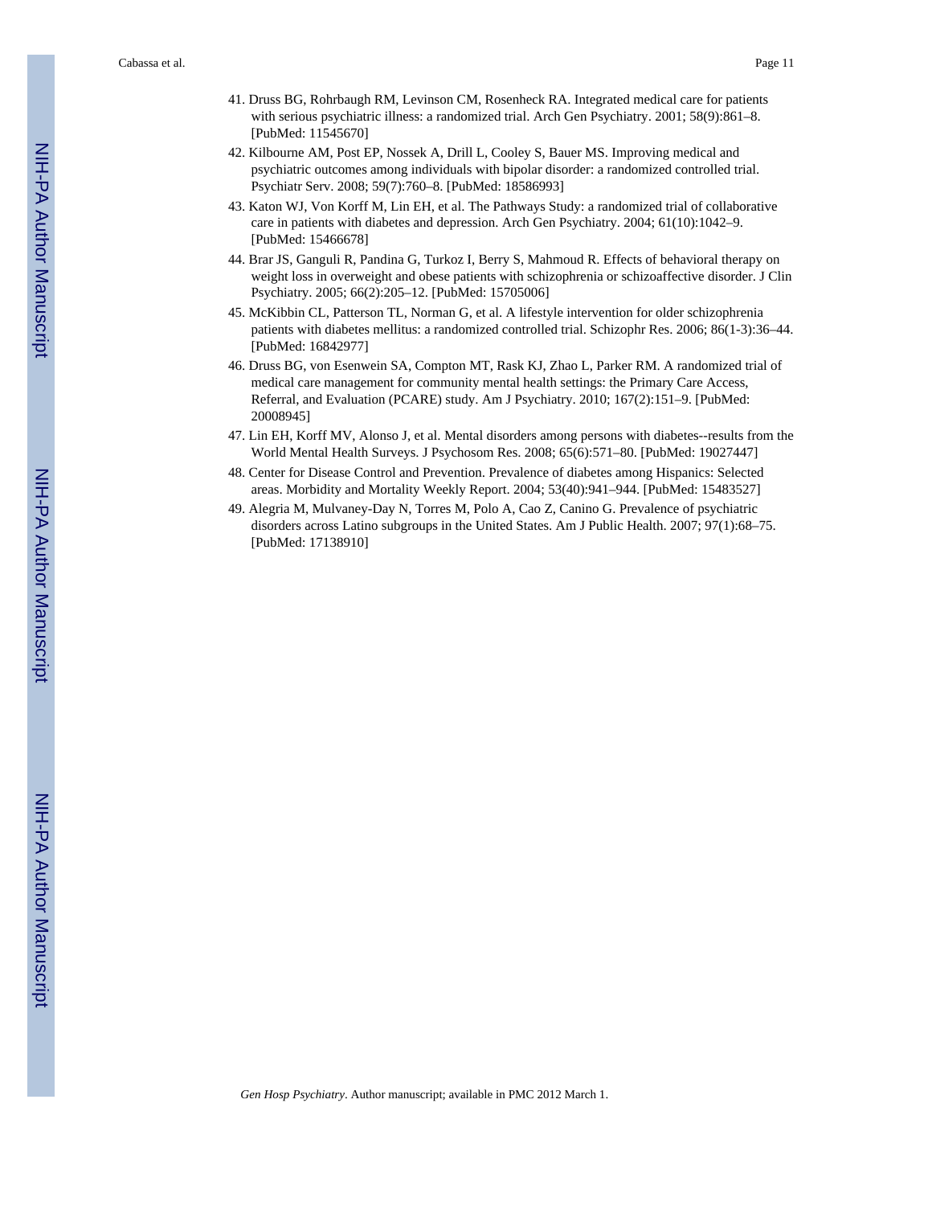41. Druss BG, Rohrbaugh RM, Levinson CM, Rosenheck RA. Integrated medical care for patients with serious psychiatric illness: a randomized trial. Arch Gen Psychiatry. 2001; 58(9):861–8. [PubMed: 11545670]
42. Kilbourne AM, Post EP, Nossek A, Drill L, Cooley S, Bauer MS. Improving medical and psychiatric outcomes among individuals with bipolar disorder: a randomized controlled trial. Psychiatr Serv. 2008; 59(7):760–8. [PubMed: 18586993]
43. Katon WJ, Von Korff M, Lin EH, et al. The Pathways Study: a randomized trial of collaborative care in patients with diabetes and depression. Arch Gen Psychiatry. 2004; 61(10):1042–9. [PubMed: 15466678]
44. Brar JS, Ganguli R, Pandina G, Turkoz I, Berry S, Mahmoud R. Effects of behavioral therapy on weight loss in overweight and obese patients with schizophrenia or schizoaffective disorder. J Clin Psychiatry. 2005; 66(2):205–12. [PubMed: 15705006]
45. McKibbin CL, Patterson TL, Norman G, et al. A lifestyle intervention for older schizophrenia patients with diabetes mellitus: a randomized controlled trial. Schizophr Res. 2006; 86(1-3):36–44. [PubMed: 16842977]
46. Druss BG, von Esenwein SA, Compton MT, Rask KJ, Zhao L, Parker RM. A randomized trial of medical care management for community mental health settings: the Primary Care Access, Referral, and Evaluation (PCARE) study. Am J Psychiatry. 2010; 167(2):151–9. [PubMed: 20008945]
47. Lin EH, Korff MV, Alonso J, et al. Mental disorders among persons with diabetes--results from the World Mental Health Surveys. J Psychosom Res. 2008; 65(6):571–80. [PubMed: 19027447]
48. Center for Disease Control and Prevention. Prevalence of diabetes among Hispanics: Selected areas. Morbidity and Mortality Weekly Report. 2004; 53(40):941–944. [PubMed: 15483527]
49. Alegria M, Mulvaney-Day N, Torres M, Polo A, Cao Z, Canino G. Prevalence of psychiatric disorders across Latino subgroups in the United States. Am J Public Health. 2007; 97(1):68–75. [PubMed: 17138910]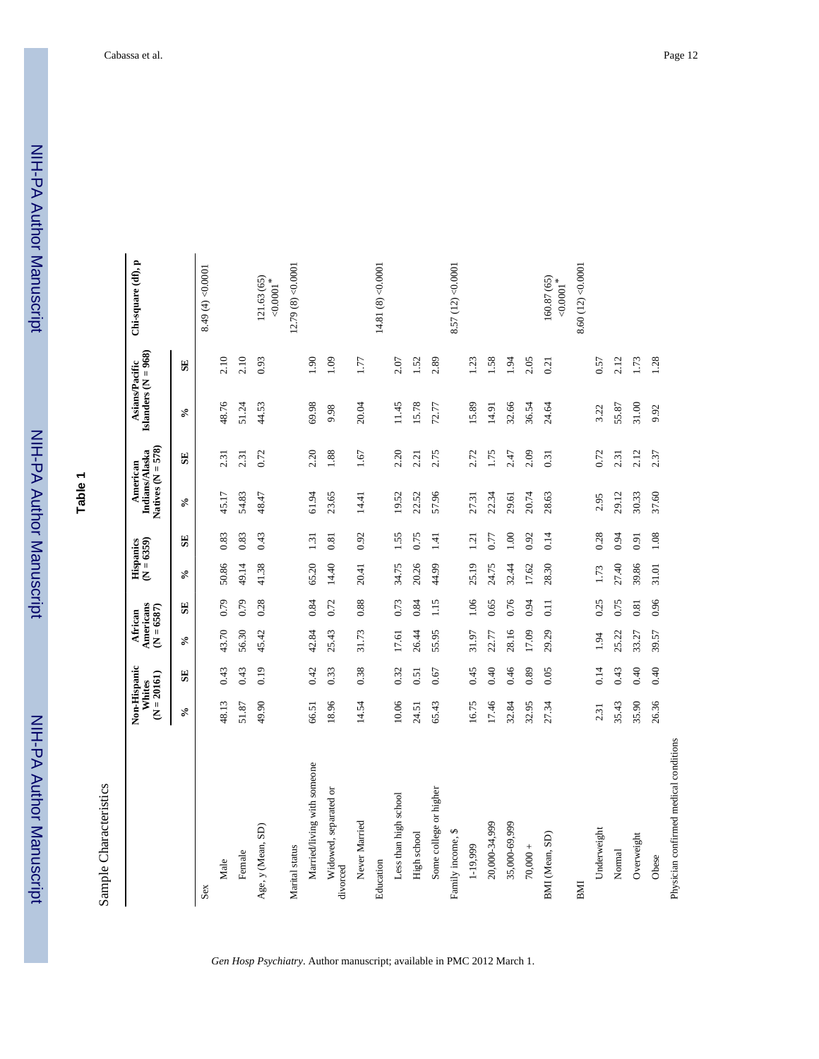# Table 1

Sample Characteristics

| | Non-Hispanic Whites (N = 20161) | | African Americans (N = 6587) | | Hispanics (N = 6359) | | American Indians/Alaska Natives (N = 578) | | Asians/Pacific Islanders (N = 968) | | Chi-square (df), p |
|---|---|---|---|---|---|---|---|---|---|---|---|
| | % | SE | % | SE | % | SE | % | SE | % | SE | |
| Sex | | | | | | | | | | | 8.49 (4) <0.0001 |
| Male | 48.13 | 0.43 | 43.70 | 0.79 | 50.86 | 0.83 | 45.17 | 2.31 | 48.76 | 2.10 | |
| Female | 51.87 | 0.43 | 56.30 | 0.79 | 49.14 | 0.83 | 54.83 | 2.31 | 51.24 | 2.10 | |
| Age, y (Mean, SD) | 49.90 | 0.19 | 45.42 | 0.28 | 41.38 | 0.43 | 48.47 | 0.72 | 44.53 | 0.93 | 121.63 (65) <0.0001* |
| Marital status | | | | | | | | | | | 12.79 (8) <0.0001 |
| Married/living with someone | 66.51 | 0.42 | 42.84 | 0.84 | 65.20 | 1.31 | 61.94 | 2.20 | 69.98 | 1.90 | |
| Widowed, separated or divorced | 18.96 | 0.33 | 25.43 | 0.72 | 14.40 | 0.81 | 23.65 | 1.88 | 9.98 | 1.09 | |
| Never Married | 14.54 | 0.38 | 31.73 | 0.88 | 20.41 | 0.92 | 14.41 | 1.67 | 20.04 | 1.77 | |
| Education | | | | | | | | | | | 14.81 (8) <0.0001 |
| Less than high school | 10.06 | 0.32 | 17.61 | 0.73 | 34.75 | 1.55 | 19.52 | 2.20 | 11.45 | 2.07 | |
| High school | 24.51 | 0.51 | 26.44 | 0.84 | 20.26 | 0.75 | 22.52 | 2.21 | 15.78 | 1.52 | |
| Some college or higher | 65.43 | 0.67 | 55.95 | 1.15 | 44.99 | 1.41 | 57.96 | 2.75 | 72.77 | 2.89 | |
| Family income, $ | | | | | | | | | | | 8.57 (12) <0.0001 |
| 1-19,999 | 16.75 | 0.45 | 31.97 | 1.06 | 25.19 | 1.21 | 27.31 | 2.72 | 15.89 | 1.23 | |
| 20,000-34,999 | 17.46 | 0.40 | 22.77 | 0.65 | 24.75 | 0.77 | 22.34 | 1.75 | 14.91 | 1.58 | |
| 35,000-69,999 | 32.84 | 0.46 | 28.16 | 0.76 | 32.44 | 1.00 | 29.61 | 2.47 | 32.66 | 1.94 | |
| 70,000 + | 32.95 | 0.89 | 17.09 | 0.94 | 17.62 | 0.92 | 20.74 | 2.09 | 36.54 | 2.05 | |
| BMI (Mean, SD) | 27.34 | 0.05 | 29.29 | 0.11 | 28.30 | 0.14 | 28.63 | 0.31 | 24.64 | 0.21 | 160.87 (65) <0.0001* |
| BMI | | | | | | | | | | | 8.60 (12) <0.0001 |
| Underweight | 2.31 | 0.14 | 1.94 | 0.25 | 1.73 | 0.28 | 2.95 | 0.72 | 3.22 | 0.57 | |
| Normal | 35.43 | 0.43 | 25.22 | 0.75 | 27.40 | 0.94 | 29.12 | 2.31 | 55.87 | 2.12 | |
| Overweight | 35.90 | 0.40 | 33.27 | 0.81 | 39.86 | 0.91 | 30.33 | 2.12 | 31.00 | 1.73 | |
| Obese | 26.36 | 0.40 | 39.57 | 0.96 | 31.01 | 1.08 | 37.60 | 2.37 | 9.92 | 1.28 | |
| Physician confirmed medical conditions | | | | | | | | | | | |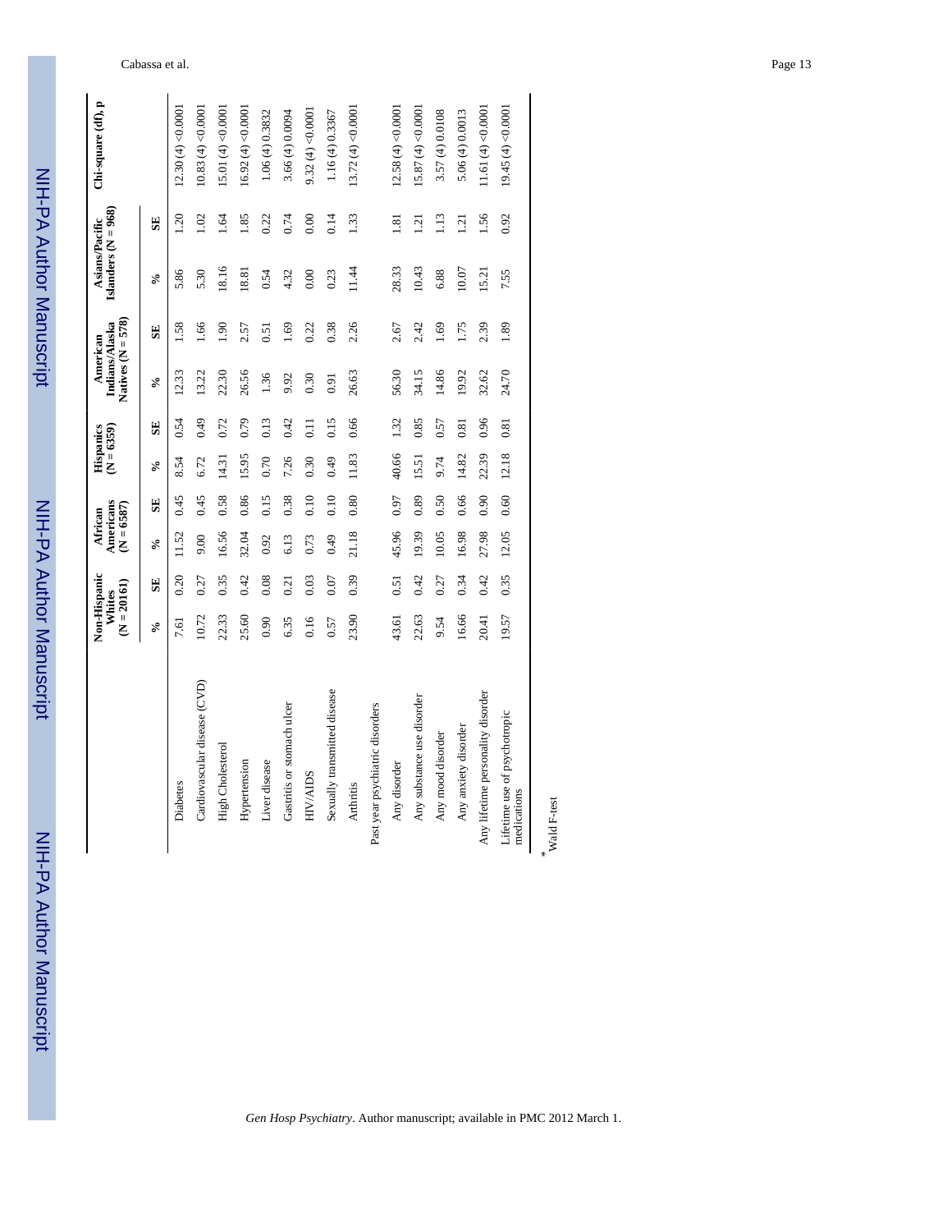| | Non-Hispanic Whites (N = 20161) | | African Americans (N = 6587) | | Hispanics (N = 6359) | | American Indians/Alaska Natives (N = 578) | | Asians/Pacific Islanders (N = 968) | | Chi-square (df), p |
|---|---|---|---|---|---|---|---|---|---|---|---|
| | % | SE | % | SE | % | SE | % | SE | % | SE | |
| Diabetes | 7.61 | 0.20 | 11.52 | 0.45 | 8.54 | 0.54 | 12.33 | 1.58 | 5.86 | 1.20 | 12.30 (4) <0.0001 |
| Cardiovascular disease (CVD) | 10.72 | 0.27 | 9.00 | 0.45 | 6.72 | 0.49 | 13.22 | 1.66 | 5.30 | 1.02 | 10.83 (4) <0.0001 |
| High Cholesterol | 22.33 | 0.35 | 16.56 | 0.58 | 14.31 | 0.72 | 22.30 | 1.90 | 18.16 | 1.64 | 15.01 (4) <0.0001 |
| Hypertension | 25.60 | 0.42 | 32.04 | 0.86 | 15.95 | 0.79 | 26.56 | 2.57 | 18.81 | 1.85 | 16.92 (4) <0.0001 |
| Liver disease | 0.90 | 0.08 | 0.92 | 0.15 | 0.70 | 0.13 | 1.36 | 0.51 | 0.54 | 0.22 | 1.06 (4) 0.3832 |
| Gastritis or stomach ulcer | 6.35 | 0.21 | 6.13 | 0.38 | 7.26 | 0.42 | 9.92 | 1.69 | 4.32 | 0.74 | 3.66 (4) 0.0094 |
| HIV/AIDS | 0.16 | 0.03 | 0.73 | 0.10 | 0.30 | 0.11 | 0.30 | 0.22 | 0.00 | 0.00 | 9.32 (4) <0.0001 |
| Sexually transmitted disease | 0.57 | 0.07 | 0.49 | 0.10 | 0.49 | 0.15 | 0.91 | 0.38 | 0.23 | 0.14 | 1.16 (4) 0.3367 |
| Arthritis | 23.90 | 0.39 | 21.18 | 0.80 | 11.83 | 0.66 | 26.63 | 2.26 | 11.44 | 1.33 | 13.72 (4) <0.0001 |
| Past year psychiatric disorders | | | | | | | | | | | |
| Any disorder | 43.61 | 0.51 | 45.96 | 0.97 | 40.66 | 1.32 | 56.30 | 2.67 | 28.33 | 1.81 | 12.58 (4) <0.0001 |
| Any substance use disorder | 22.63 | 0.42 | 19.39 | 0.89 | 15.51 | 0.85 | 34.15 | 2.42 | 10.43 | 1.21 | 15.87 (4) <0.0001 |
| Any mood disorder | 9.54 | 0.27 | 10.05 | 0.50 | 9.74 | 0.57 | 14.86 | 1.69 | 6.88 | 1.13 | 3.57 (4) 0.0108 |
| Any anxiety disorder | 16.66 | 0.34 | 16.98 | 0.66 | 14.82 | 0.81 | 19.92 | 1.75 | 10.07 | 1.21 | 5.06 (4) 0.0013 |
| Any lifetime personality disorder | 20.41 | 0.42 | 27.98 | 0.90 | 22.39 | 0.96 | 32.62 | 2.39 | 15.21 | 1.56 | 11.61 (4) <0.0001 |
| Lifetime use of psychotropic medications | 19.57 | 0.35 | 12.05 | 0.60 | 12.18 | 0.81 | 24.70 | 1.89 | 7.55 | 0.92 | 19.45 (4) <0.0001 |

* Wald F-test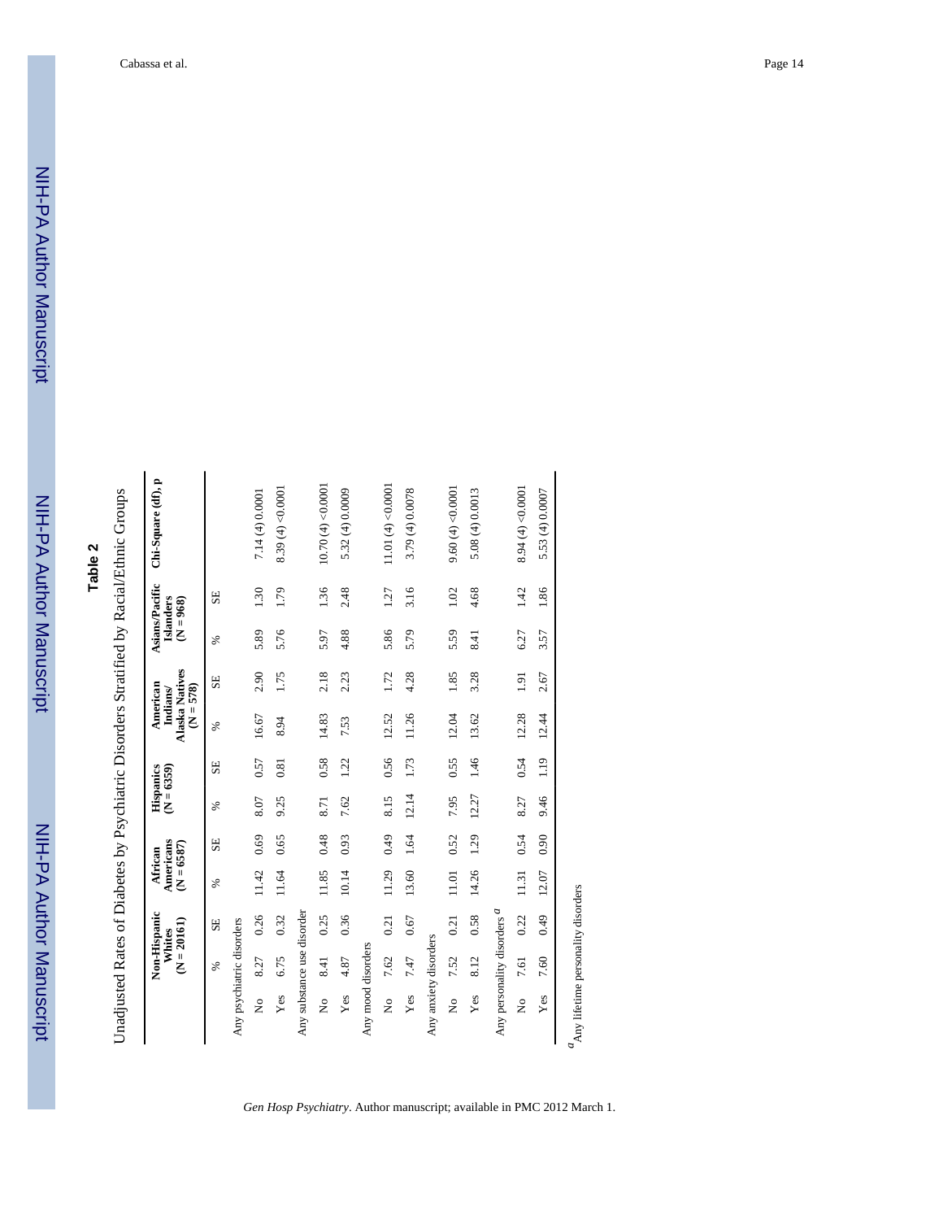## Table 2

Unadjusted Rates of Diabetes by Psychiatric Disorders Stratified by Racial/Ethnic Groups

| | Non-Hispanic Whites (N = 20161) | | African Americans (N = 6587) | | Hispanics (N = 6359) | | American Indians/ Alaska Natives (N = 578) | | Asians/Pacific Islanders (N = 968) | | Chi-Square (df), p |
|---|---|---|---|---|---|---|---|---|---|---|---|
| | % | SE | % | SE | % | SE | % | SE | % | SE | |
| Any psychiatric disorders | | | | | | | | | | | |
| No | 8.27 | 0.26 | 11.42 | 0.69 | 8.07 | 0.57 | 16.67 | 2.90 | 5.89 | 1.30 | 7.14 (4) 0.0001 |
| Yes | 6.75 | 0.32 | 11.64 | 0.65 | 9.25 | 0.81 | 8.94 | 1.75 | 5.76 | 1.79 | 8.39 (4) <0.0001 |
| Any substance use disorder | | | | | | | | | | | |
| No | 8.41 | 0.25 | 11.85 | 0.48 | 8.71 | 0.58 | 14.83 | 2.18 | 5.97 | 1.36 | 10.70 (4) <0.0001 |
| Yes | 4.87 | 0.36 | 10.14 | 0.93 | 7.62 | 1.22 | 7.53 | 2.23 | 4.88 | 2.48 | 5.32 (4) 0.0009 |
| Any mood disorders | | | | | | | | | | | |
| No | 7.62 | 0.21 | 11.29 | 0.49 | 8.15 | 0.56 | 12.52 | 1.72 | 5.86 | 1.27 | 11.01 (4) <0.0001 |
| Yes | 7.47 | 0.67 | 13.60 | 1.64 | 12.14 | 1.73 | 11.26 | 4.28 | 5.79 | 3.16 | 3.79 (4) 0.0078 |
| Any anxiety disorders | | | | | | | | | | | |
| No | 7.52 | 0.21 | 11.01 | 0.52 | 7.95 | 0.55 | 12.04 | 1.85 | 5.59 | 1.02 | 9.60 (4) <0.0001 |
| Yes | 8.12 | 0.58 | 14.26 | 1.29 | 12.27 | 1.46 | 13.62 | 3.28 | 8.41 | 4.68 | 5.08 (4) 0.0013 |
| Any personality disorders [a] | | | | | | | | | | | |
| No | 7.61 | 0.22 | 11.31 | 0.54 | 8.27 | 0.54 | 12.28 | 1.91 | 6.27 | 1.42 | 8.94 (4) <0.0001 |
| Yes | 7.60 | 0.49 | 12.07 | 0.90 | 9.46 | 1.19 | 12.44 | 2.67 | 3.57 | 1.86 | 5.53 (4) 0.0007 |

[a] Any lifetime personality disorders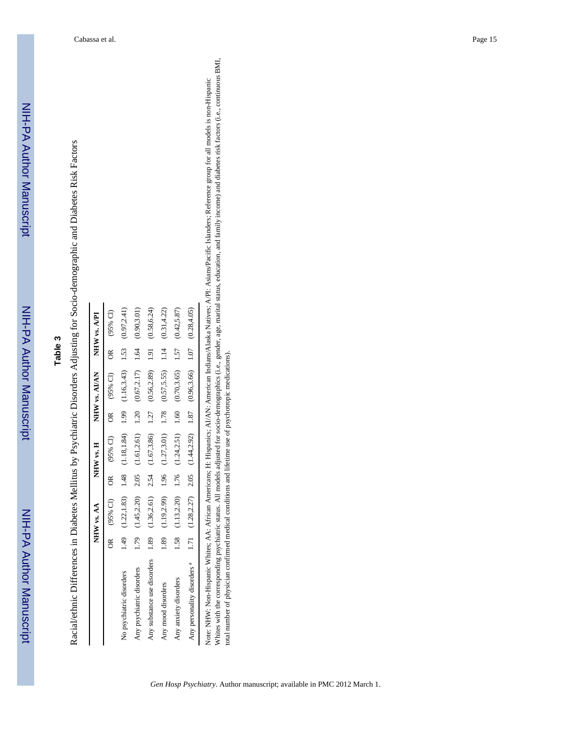## Table 3

Racial/ethnic Differences in Diabetes Mellitus by Psychiatric Disorders Adjusting for Socio-demographic and Diabetes Risk Factors

| | NHW vs. AA | | NHW vs. H | | NHW vs. AI/AN | | NHW vs. A/PI | |
|---|---|---|---|---|---|---|---|---|
| | OR | (95% CI) | OR | (95% CI) | OR | (95% CI) | OR | (95% CI) |
| No psychiatric disorders | 1.49 | (1.22,1.83) | 1.48 | (1.18,1.84) | 1.99 | (1.16,3.43) | 1.53 | (0.97,2.41) |
| Any psychiatric disorders | 1.79 | (1.45,2.20) | 2.05 | (1.61,2.61) | 1.20 | (0.67,2.17) | 1.64 | (0.90,3.01) |
| Any substance use disorders | 1.89 | (1.36,2.61) | 2.54 | (1.67,3.86) | 1.27 | (0.56,2.89) | 1.91 | (0.58,6.24) |
| Any mood disorders | 1.89 | (1.19,2.99) | 1.96 | (1.27,3.01) | 1.78 | (0.57,5.55) | 1.14 | (0.31,4.22) |
| Any anxiety disorders | 1.58 | (1.13,2.20) | 1.76 | (1.24,2.51) | 1.60 | (0.70,3.65) | 1.57 | (0.42,5.87) |
| Any personality disorders [a] | 1.71 | (1.28,2.27) | 2.05 | (1.44,2.92) | 1.87 | (0.96,3.66) | 1.07 | (0.28,4.05) |

Note: NHW: Non-Hispanic Whites; AA: African Americans; H: Hispanics; AI/AN: American Indians/Alaska Natives; A/PI: Asians/Pacific Islanders; Reference group for all models is non-Hispanic Whites with the corresponding psychiatric status. All models adjusted for socio-demographics (i.e., gender, age, marital status, education, and family income) and diabetes risk factors (i.e., continuous BMI, total number of physician confirmed medical conditions and lifetime use of psychotropic medications).